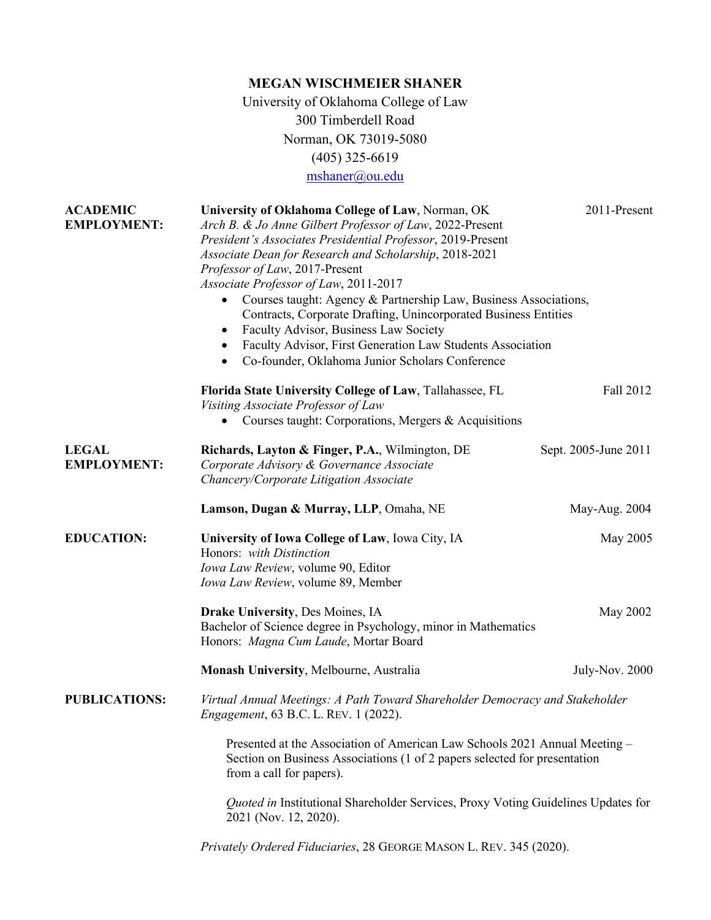# MEGAN WISCHMEIER SHANER

University of Oklahoma College of Law
300 Timberdell Road
Norman, OK 73019-5080
(405) 325-6619
mshaner@ou.edu

## ACADEMIC EMPLOYMENT:

**University of Oklahoma College of Law**, Norman, OK — 2011-Present

*Arch B. & Jo Anne Gilbert Professor of Law*, 2022-Present
*President's Associates Presidential Professor*, 2019-Present
*Associate Dean for Research and Scholarship*, 2018-2021
*Professor of Law*, 2017-Present
*Associate Professor of Law*, 2011-2017

- Courses taught: Agency & Partnership Law, Business Associations, Contracts, Corporate Drafting, Unincorporated Business Entities
- Faculty Advisor, Business Law Society
- Faculty Advisor, First Generation Law Students Association
- Co-founder, Oklahoma Junior Scholars Conference

**Florida State University College of Law**, Tallahassee, FL — Fall 2012

*Visiting Associate Professor of Law*

- Courses taught: Corporations, Mergers & Acquisitions

## LEGAL EMPLOYMENT:

**Richards, Layton & Finger, P.A.**, Wilmington, DE — Sept. 2005-June 2011

*Corporate Advisory & Governance Associate*
*Chancery/Corporate Litigation Associate*

**Lamson, Dugan & Murray, LLP**, Omaha, NE — May-Aug. 2004

## EDUCATION:

**University of Iowa College of Law**, Iowa City, IA — May 2005

Honors: *with Distinction*
*Iowa Law Review*, volume 90, Editor
*Iowa Law Review*, volume 89, Member

**Drake University**, Des Moines, IA — May 2002

Bachelor of Science degree in Psychology, minor in Mathematics
Honors: *Magna Cum Laude*, Mortar Board

**Monash University**, Melbourne, Australia — July-Nov. 2000

## PUBLICATIONS:

*Virtual Annual Meetings: A Path Toward Shareholder Democracy and Stakeholder Engagement*, 63 B.C. L. REV. 1 (2022).

> Presented at the Association of American Law Schools 2021 Annual Meeting – Section on Business Associations (1 of 2 papers selected for presentation from a call for papers).
>
> *Quoted in* Institutional Shareholder Services, Proxy Voting Guidelines Updates for 2021 (Nov. 12, 2020).

*Privately Ordered Fiduciaries*, 28 GEORGE MASON L. REV. 345 (2020).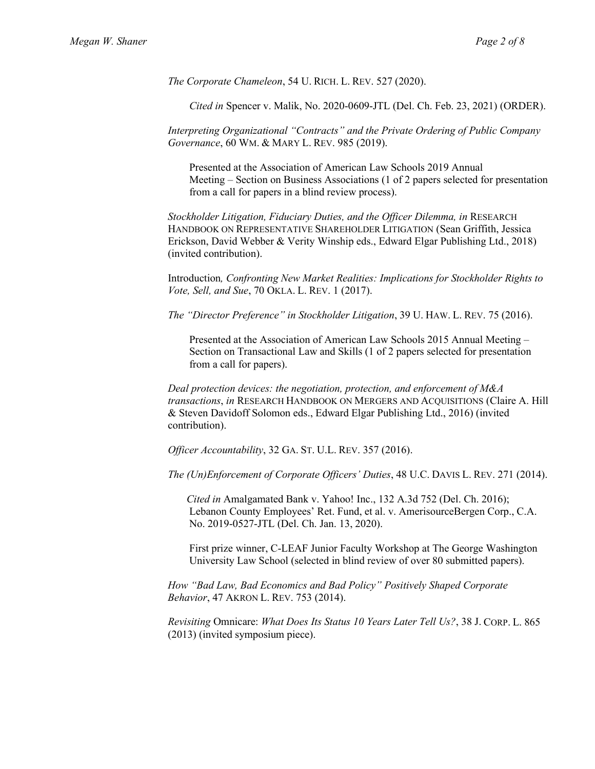*The Corporate Chameleon*, 54 U. RICH. L. REV. 527 (2020).

> *Cited in* Spencer v. Malik, No. 2020-0609-JTL (Del. Ch. Feb. 23, 2021) (ORDER).

*Interpreting Organizational "Contracts" and the Private Ordering of Public Company Governance*, 60 WM. & MARY L. REV. 985 (2019).

> Presented at the Association of American Law Schools 2019 Annual Meeting – Section on Business Associations (1 of 2 papers selected for presentation from a call for papers in a blind review process).

*Stockholder Litigation, Fiduciary Duties, and the Officer Dilemma, in* RESEARCH HANDBOOK ON REPRESENTATIVE SHAREHOLDER LITIGATION (Sean Griffith, Jessica Erickson, David Webber & Verity Winship eds., Edward Elgar Publishing Ltd., 2018) (invited contribution).

Introduction*, Confronting New Market Realities: Implications for Stockholder Rights to Vote, Sell, and Sue*, 70 OKLA. L. REV. 1 (2017).

*The "Director Preference" in Stockholder Litigation*, 39 U. HAW. L. REV. 75 (2016).

> Presented at the Association of American Law Schools 2015 Annual Meeting – Section on Transactional Law and Skills (1 of 2 papers selected for presentation from a call for papers).

*Deal protection devices: the negotiation, protection, and enforcement of M&A transactions*, *in* RESEARCH HANDBOOK ON MERGERS AND ACQUISITIONS (Claire A. Hill & Steven Davidoff Solomon eds., Edward Elgar Publishing Ltd., 2016) (invited contribution).

*Officer Accountability*, 32 GA. ST. U.L. REV. 357 (2016).

*The (Un)Enforcement of Corporate Officers' Duties*, 48 U.C. DAVIS L. REV. 271 (2014).

> *Cited in* Amalgamated Bank v. Yahoo! Inc., 132 A.3d 752 (Del. Ch. 2016); Lebanon County Employees' Ret. Fund, et al. v. AmerisourceBergen Corp., C.A. No. 2019-0527-JTL (Del. Ch. Jan. 13, 2020).
>
> First prize winner, C-LEAF Junior Faculty Workshop at The George Washington University Law School (selected in blind review of over 80 submitted papers).

*How "Bad Law, Bad Economics and Bad Policy" Positively Shaped Corporate Behavior*, 47 AKRON L. REV. 753 (2014).

*Revisiting* Omnicare: *What Does Its Status 10 Years Later Tell Us?*, 38 J. CORP. L. 865 (2013) (invited symposium piece).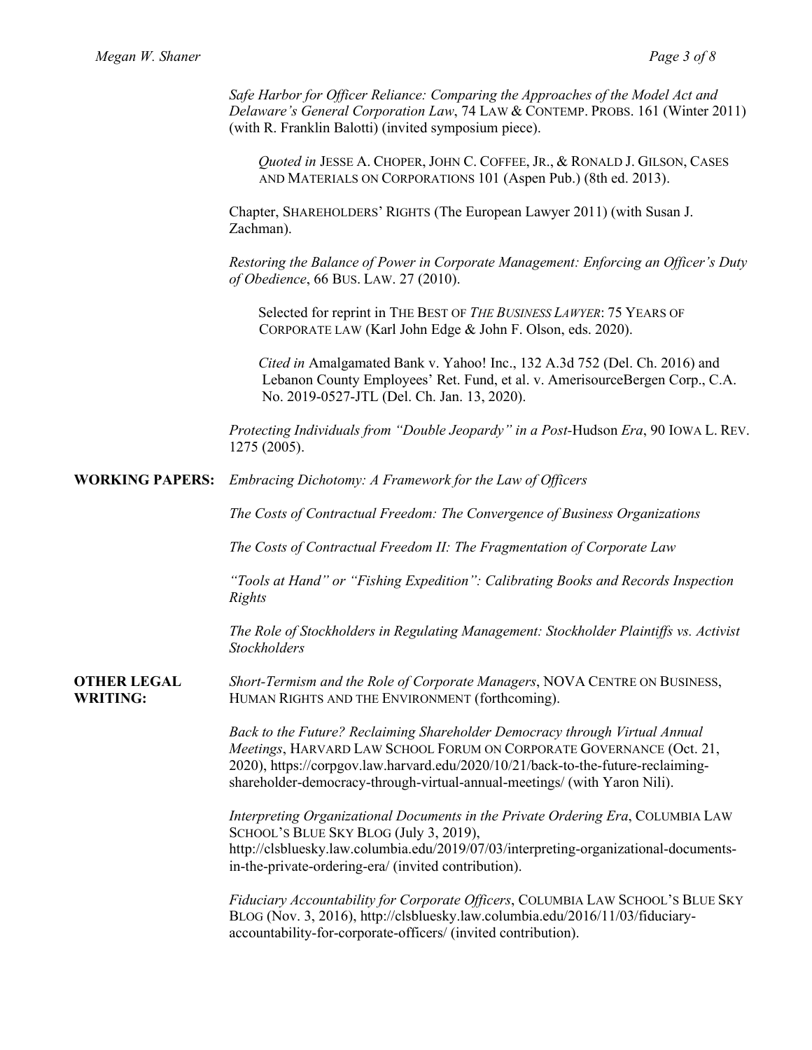*Safe Harbor for Officer Reliance: Comparing the Approaches of the Model Act and Delaware's General Corporation Law*, 74 LAW & CONTEMP. PROBS. 161 (Winter 2011) (with R. Franklin Balotti) (invited symposium piece).

> *Quoted in* JESSE A. CHOPER, JOHN C. COFFEE, JR., & RONALD J. GILSON, CASES AND MATERIALS ON CORPORATIONS 101 (Aspen Pub.) (8th ed. 2013).

Chapter, SHAREHOLDERS' RIGHTS (The European Lawyer 2011) (with Susan J. Zachman).

*Restoring the Balance of Power in Corporate Management: Enforcing an Officer's Duty of Obedience*, 66 BUS. LAW. 27 (2010).

> Selected for reprint in THE BEST OF *THE BUSINESS LAWYER*: 75 YEARS OF CORPORATE LAW (Karl John Edge & John F. Olson, eds. 2020).
>
> *Cited in* Amalgamated Bank v. Yahoo! Inc., 132 A.3d 752 (Del. Ch. 2016) and Lebanon County Employees' Ret. Fund, et al. v. AmerisourceBergen Corp., C.A. No. 2019-0527-JTL (Del. Ch. Jan. 13, 2020).

*Protecting Individuals from "Double Jeopardy" in a Post-*Hudson *Era*, 90 IOWA L. REV. 1275 (2005).

**WORKING PAPERS:**

*Embracing Dichotomy: A Framework for the Law of Officers*

*The Costs of Contractual Freedom: The Convergence of Business Organizations*

*The Costs of Contractual Freedom II: The Fragmentation of Corporate Law*

*"Tools at Hand" or "Fishing Expedition": Calibrating Books and Records Inspection Rights*

*The Role of Stockholders in Regulating Management: Stockholder Plaintiffs vs. Activist Stockholders*

**OTHER LEGAL WRITING:**

*Short-Termism and the Role of Corporate Managers*, NOVA CENTRE ON BUSINESS, HUMAN RIGHTS AND THE ENVIRONMENT (forthcoming).

*Back to the Future? Reclaiming Shareholder Democracy through Virtual Annual Meetings*, HARVARD LAW SCHOOL FORUM ON CORPORATE GOVERNANCE (Oct. 21, 2020), https://corpgov.law.harvard.edu/2020/10/21/back-to-the-future-reclaiming-shareholder-democracy-through-virtual-annual-meetings/ (with Yaron Nili).

*Interpreting Organizational Documents in the Private Ordering Era*, COLUMBIA LAW SCHOOL'S BLUE SKY BLOG (July 3, 2019), http://clsbluesky.law.columbia.edu/2019/07/03/interpreting-organizational-documents-in-the-private-ordering-era/ (invited contribution).

*Fiduciary Accountability for Corporate Officers*, COLUMBIA LAW SCHOOL'S BLUE SKY BLOG (Nov. 3, 2016), http://clsbluesky.law.columbia.edu/2016/11/03/fiduciary-accountability-for-corporate-officers/ (invited contribution).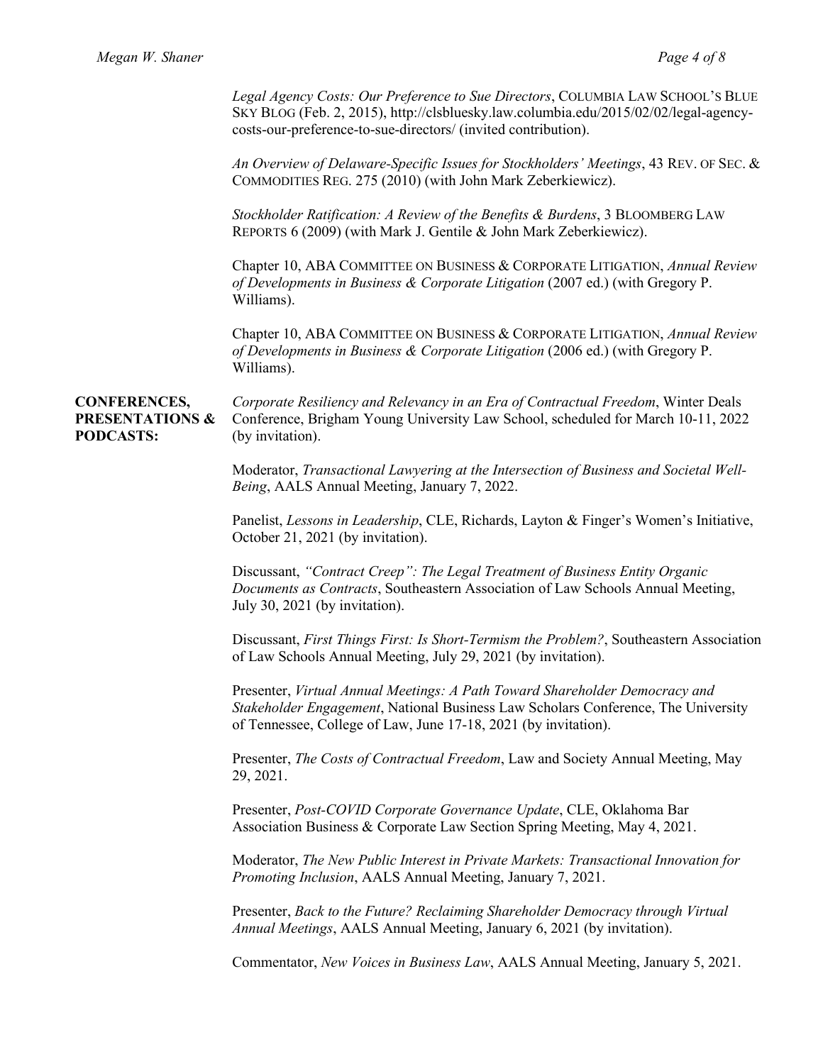*Legal Agency Costs: Our Preference to Sue Directors*, COLUMBIA LAW SCHOOL'S BLUE SKY BLOG (Feb. 2, 2015), http://clsbluesky.law.columbia.edu/2015/02/02/legal-agency-costs-our-preference-to-sue-directors/ (invited contribution).

*An Overview of Delaware-Specific Issues for Stockholders' Meetings*, 43 REV. OF SEC. & COMMODITIES REG. 275 (2010) (with John Mark Zeberkiewicz).

*Stockholder Ratification: A Review of the Benefits & Burdens*, 3 BLOOMBERG LAW REPORTS 6 (2009) (with Mark J. Gentile & John Mark Zeberkiewicz).

Chapter 10, ABA COMMITTEE ON BUSINESS & CORPORATE LITIGATION, *Annual Review of Developments in Business & Corporate Litigation* (2007 ed.) (with Gregory P. Williams).

Chapter 10, ABA COMMITTEE ON BUSINESS & CORPORATE LITIGATION, *Annual Review of Developments in Business & Corporate Litigation* (2006 ed.) (with Gregory P. Williams).

**CONFERENCES, PRESENTATIONS & PODCASTS:**

*Corporate Resiliency and Relevancy in an Era of Contractual Freedom*, Winter Deals Conference, Brigham Young University Law School, scheduled for March 10-11, 2022 (by invitation).

Moderator, *Transactional Lawyering at the Intersection of Business and Societal Well-Being*, AALS Annual Meeting, January 7, 2022.

Panelist, *Lessons in Leadership*, CLE, Richards, Layton & Finger's Women's Initiative, October 21, 2021 (by invitation).

Discussant, *"Contract Creep": The Legal Treatment of Business Entity Organic Documents as Contracts*, Southeastern Association of Law Schools Annual Meeting, July 30, 2021 (by invitation).

Discussant, *First Things First: Is Short-Termism the Problem?*, Southeastern Association of Law Schools Annual Meeting, July 29, 2021 (by invitation).

Presenter, *Virtual Annual Meetings: A Path Toward Shareholder Democracy and Stakeholder Engagement*, National Business Law Scholars Conference, The University of Tennessee, College of Law, June 17-18, 2021 (by invitation).

Presenter, *The Costs of Contractual Freedom*, Law and Society Annual Meeting, May 29, 2021.

Presenter, *Post-COVID Corporate Governance Update*, CLE, Oklahoma Bar Association Business & Corporate Law Section Spring Meeting, May 4, 2021.

Moderator, *The New Public Interest in Private Markets: Transactional Innovation for Promoting Inclusion*, AALS Annual Meeting, January 7, 2021.

Presenter, *Back to the Future? Reclaiming Shareholder Democracy through Virtual Annual Meetings*, AALS Annual Meeting, January 6, 2021 (by invitation).

Commentator, *New Voices in Business Law*, AALS Annual Meeting, January 5, 2021.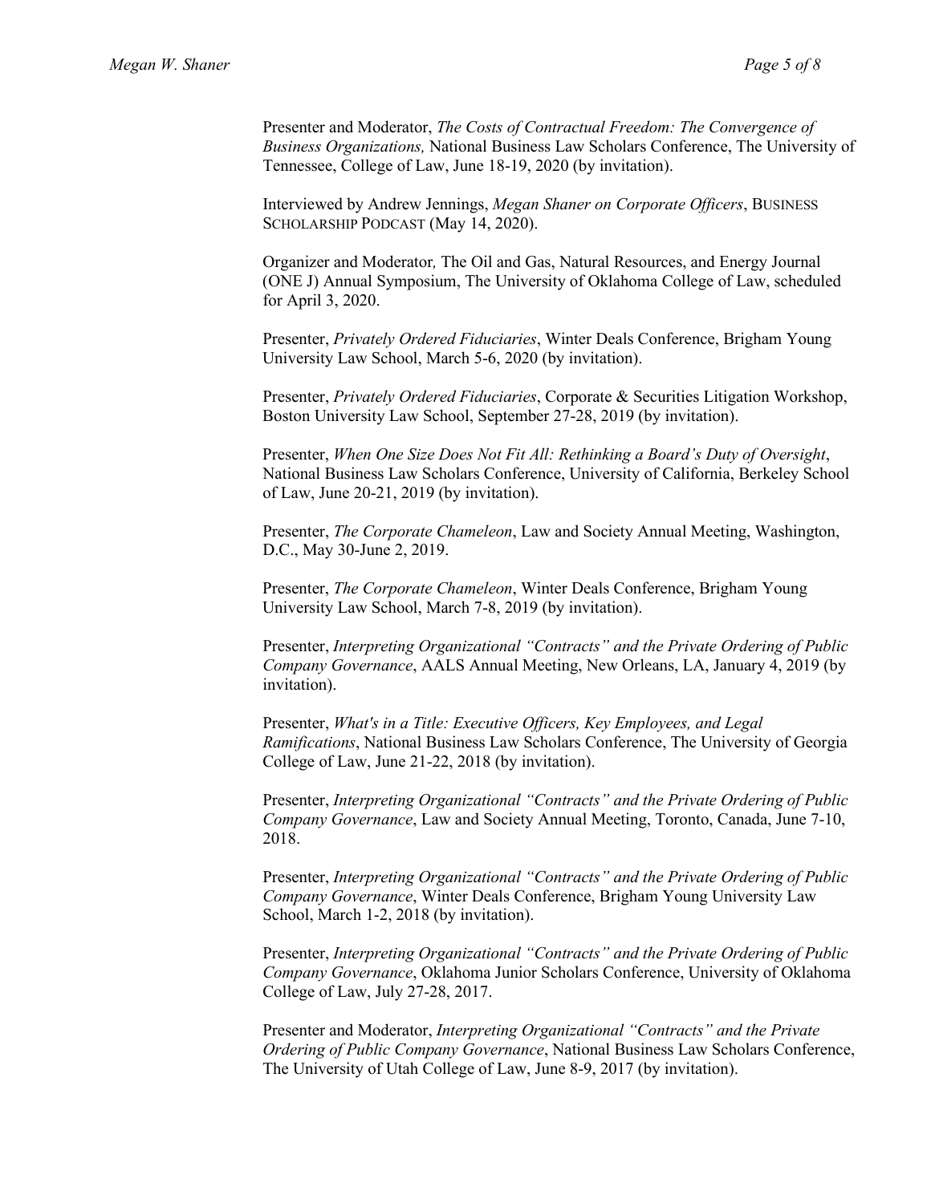Presenter and Moderator, *The Costs of Contractual Freedom: The Convergence of Business Organizations,* National Business Law Scholars Conference, The University of Tennessee, College of Law, June 18-19, 2020 (by invitation).

Interviewed by Andrew Jennings, *Megan Shaner on Corporate Officers*, BUSINESS SCHOLARSHIP PODCAST (May 14, 2020).

Organizer and Moderator*,* The Oil and Gas, Natural Resources, and Energy Journal (ONE J) Annual Symposium, The University of Oklahoma College of Law, scheduled for April 3, 2020.

Presenter, *Privately Ordered Fiduciaries*, Winter Deals Conference, Brigham Young University Law School, March 5-6, 2020 (by invitation).

Presenter, *Privately Ordered Fiduciaries*, Corporate & Securities Litigation Workshop, Boston University Law School, September 27-28, 2019 (by invitation).

Presenter, *When One Size Does Not Fit All: Rethinking a Board's Duty of Oversight*, National Business Law Scholars Conference, University of California, Berkeley School of Law, June 20-21, 2019 (by invitation).

Presenter, *The Corporate Chameleon*, Law and Society Annual Meeting, Washington, D.C., May 30-June 2, 2019.

Presenter, *The Corporate Chameleon*, Winter Deals Conference, Brigham Young University Law School, March 7-8, 2019 (by invitation).

Presenter, *Interpreting Organizational "Contracts" and the Private Ordering of Public Company Governance*, AALS Annual Meeting, New Orleans, LA, January 4, 2019 (by invitation).

Presenter, *What's in a Title: Executive Officers, Key Employees, and Legal Ramifications*, National Business Law Scholars Conference, The University of Georgia College of Law, June 21-22, 2018 (by invitation).

Presenter, *Interpreting Organizational "Contracts" and the Private Ordering of Public Company Governance*, Law and Society Annual Meeting, Toronto, Canada, June 7-10, 2018.

Presenter, *Interpreting Organizational "Contracts" and the Private Ordering of Public Company Governance*, Winter Deals Conference, Brigham Young University Law School, March 1-2, 2018 (by invitation).

Presenter, *Interpreting Organizational "Contracts" and the Private Ordering of Public Company Governance*, Oklahoma Junior Scholars Conference, University of Oklahoma College of Law, July 27-28, 2017.

Presenter and Moderator, *Interpreting Organizational "Contracts" and the Private Ordering of Public Company Governance*, National Business Law Scholars Conference, The University of Utah College of Law, June 8-9, 2017 (by invitation).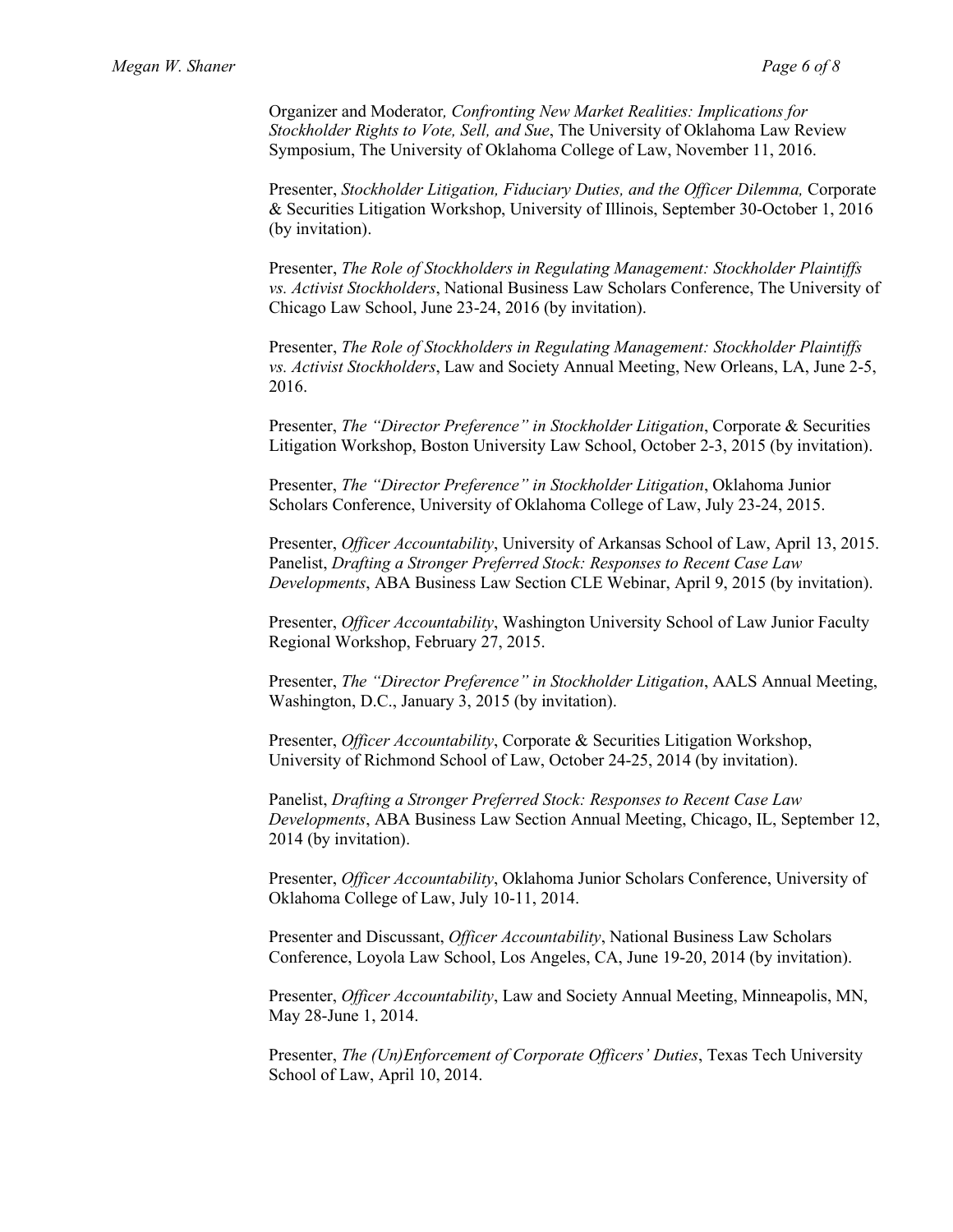Organizer and Moderator, *Confronting New Market Realities: Implications for Stockholder Rights to Vote, Sell, and Sue*, The University of Oklahoma Law Review Symposium, The University of Oklahoma College of Law, November 11, 2016.

Presenter, *Stockholder Litigation, Fiduciary Duties, and the Officer Dilemma,* Corporate & Securities Litigation Workshop, University of Illinois, September 30-October 1, 2016 (by invitation).

Presenter, *The Role of Stockholders in Regulating Management: Stockholder Plaintiffs vs. Activist Stockholders*, National Business Law Scholars Conference, The University of Chicago Law School, June 23-24, 2016 (by invitation).

Presenter, *The Role of Stockholders in Regulating Management: Stockholder Plaintiffs vs. Activist Stockholders*, Law and Society Annual Meeting, New Orleans, LA, June 2-5, 2016.

Presenter, *The "Director Preference" in Stockholder Litigation*, Corporate & Securities Litigation Workshop, Boston University Law School, October 2-3, 2015 (by invitation).

Presenter, *The "Director Preference" in Stockholder Litigation*, Oklahoma Junior Scholars Conference, University of Oklahoma College of Law, July 23-24, 2015.

Presenter, *Officer Accountability*, University of Arkansas School of Law, April 13, 2015.
Panelist, *Drafting a Stronger Preferred Stock: Responses to Recent Case Law Developments*, ABA Business Law Section CLE Webinar, April 9, 2015 (by invitation).

Presenter, *Officer Accountability*, Washington University School of Law Junior Faculty Regional Workshop, February 27, 2015.

Presenter, *The "Director Preference" in Stockholder Litigation*, AALS Annual Meeting, Washington, D.C., January 3, 2015 (by invitation).

Presenter, *Officer Accountability*, Corporate & Securities Litigation Workshop, University of Richmond School of Law, October 24-25, 2014 (by invitation).

Panelist, *Drafting a Stronger Preferred Stock: Responses to Recent Case Law Developments*, ABA Business Law Section Annual Meeting, Chicago, IL, September 12, 2014 (by invitation).

Presenter, *Officer Accountability*, Oklahoma Junior Scholars Conference, University of Oklahoma College of Law, July 10-11, 2014.

Presenter and Discussant, *Officer Accountability*, National Business Law Scholars Conference, Loyola Law School, Los Angeles, CA, June 19-20, 2014 (by invitation).

Presenter, *Officer Accountability*, Law and Society Annual Meeting, Minneapolis, MN, May 28-June 1, 2014.

Presenter, *The (Un)Enforcement of Corporate Officers' Duties*, Texas Tech University School of Law, April 10, 2014.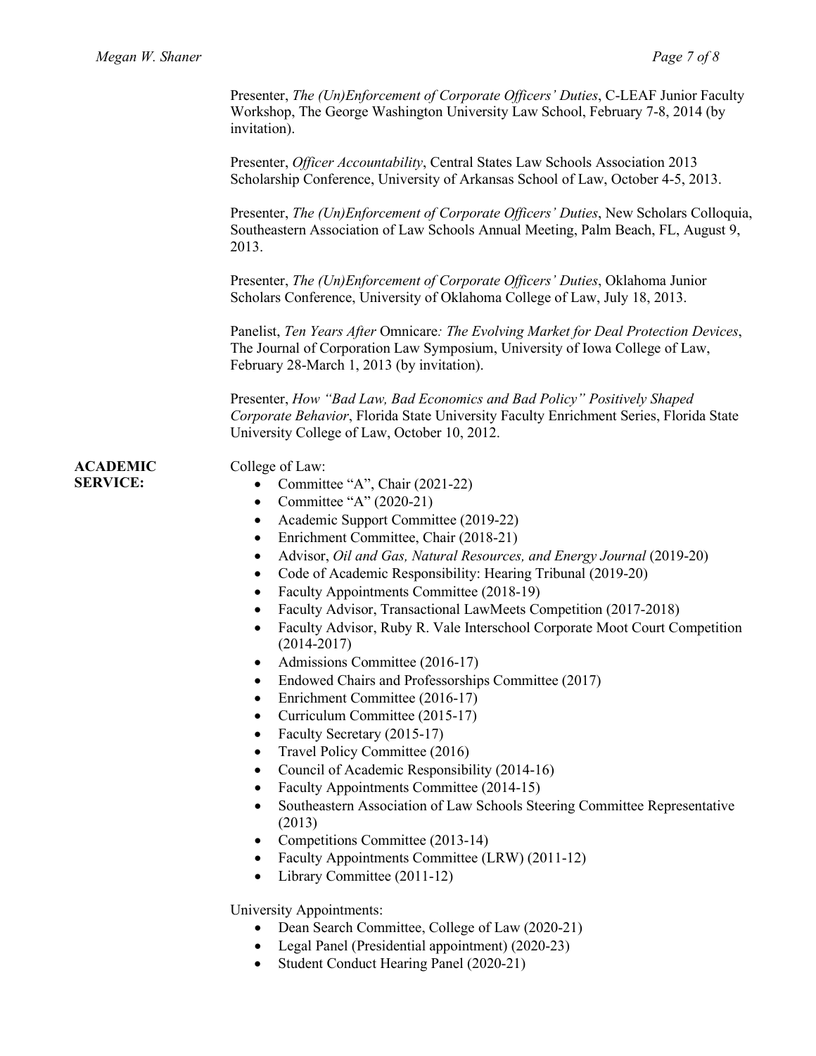Presenter, *The (Un)Enforcement of Corporate Officers' Duties*, C-LEAF Junior Faculty Workshop, The George Washington University Law School, February 7-8, 2014 (by invitation).

Presenter, *Officer Accountability*, Central States Law Schools Association 2013 Scholarship Conference, University of Arkansas School of Law, October 4-5, 2013.

Presenter, *The (Un)Enforcement of Corporate Officers' Duties*, New Scholars Colloquia, Southeastern Association of Law Schools Annual Meeting, Palm Beach, FL, August 9, 2013.

Presenter, *The (Un)Enforcement of Corporate Officers' Duties*, Oklahoma Junior Scholars Conference, University of Oklahoma College of Law, July 18, 2013.

Panelist, *Ten Years After* Omnicare*: The Evolving Market for Deal Protection Devices*, The Journal of Corporation Law Symposium, University of Iowa College of Law, February 28-March 1, 2013 (by invitation).

Presenter, *How "Bad Law, Bad Economics and Bad Policy" Positively Shaped Corporate Behavior*, Florida State University Faculty Enrichment Series, Florida State University College of Law, October 10, 2012.

**ACADEMIC SERVICE:**

College of Law:

- Committee "A", Chair (2021-22)
- Committee "A" (2020-21)
- Academic Support Committee (2019-22)
- Enrichment Committee, Chair (2018-21)
- Advisor, *Oil and Gas, Natural Resources, and Energy Journal* (2019-20)
- Code of Academic Responsibility: Hearing Tribunal (2019-20)
- Faculty Appointments Committee (2018-19)
- Faculty Advisor, Transactional LawMeets Competition (2017-2018)
- Faculty Advisor, Ruby R. Vale Interschool Corporate Moot Court Competition (2014-2017)
- Admissions Committee (2016-17)
- Endowed Chairs and Professorships Committee (2017)
- Enrichment Committee (2016-17)
- Curriculum Committee (2015-17)
- Faculty Secretary (2015-17)
- Travel Policy Committee (2016)
- Council of Academic Responsibility (2014-16)
- Faculty Appointments Committee (2014-15)
- Southeastern Association of Law Schools Steering Committee Representative (2013)
- Competitions Committee (2013-14)
- Faculty Appointments Committee (LRW) (2011-12)
- Library Committee (2011-12)

University Appointments:

- Dean Search Committee, College of Law (2020-21)
- Legal Panel (Presidential appointment) (2020-23)
- Student Conduct Hearing Panel (2020-21)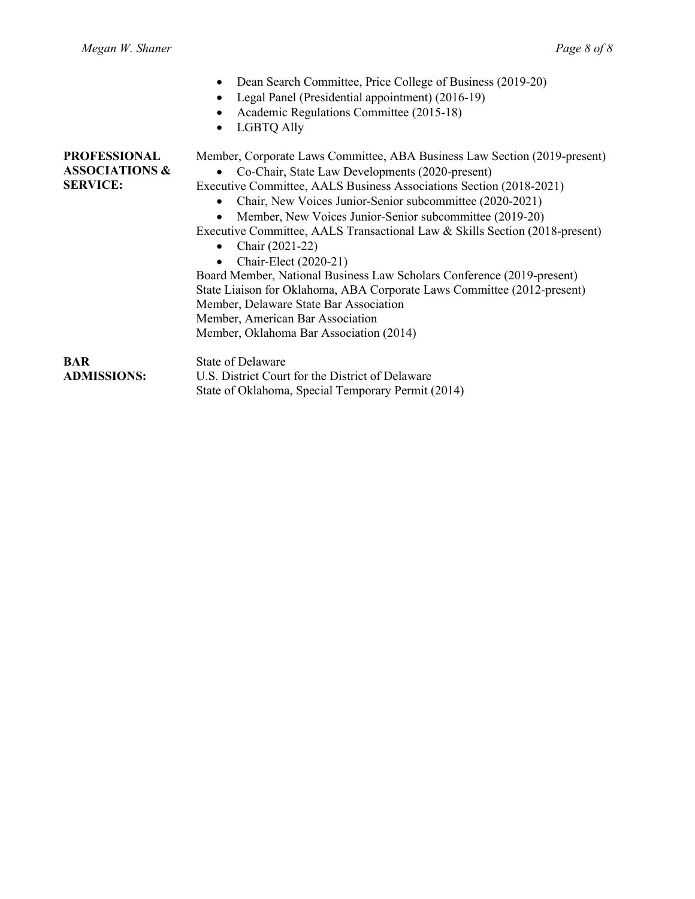- Dean Search Committee, Price College of Business (2019-20)
- Legal Panel (Presidential appointment) (2016-19)
- Academic Regulations Committee (2015-18)
- LGBTQ Ally

**PROFESSIONAL ASSOCIATIONS & SERVICE:**

Member, Corporate Laws Committee, ABA Business Law Section (2019-present)
- Co-Chair, State Law Developments (2020-present)

Executive Committee, AALS Business Associations Section (2018-2021)
- Chair, New Voices Junior-Senior subcommittee (2020-2021)
- Member, New Voices Junior-Senior subcommittee (2019-20)

Executive Committee, AALS Transactional Law & Skills Section (2018-present)
- Chair (2021-22)
- Chair-Elect (2020-21)

Board Member, National Business Law Scholars Conference (2019-present)
State Liaison for Oklahoma, ABA Corporate Laws Committee (2012-present)
Member, Delaware State Bar Association
Member, American Bar Association
Member, Oklahoma Bar Association (2014)

**BAR ADMISSIONS:**

State of Delaware
U.S. District Court for the District of Delaware
State of Oklahoma, Special Temporary Permit (2014)